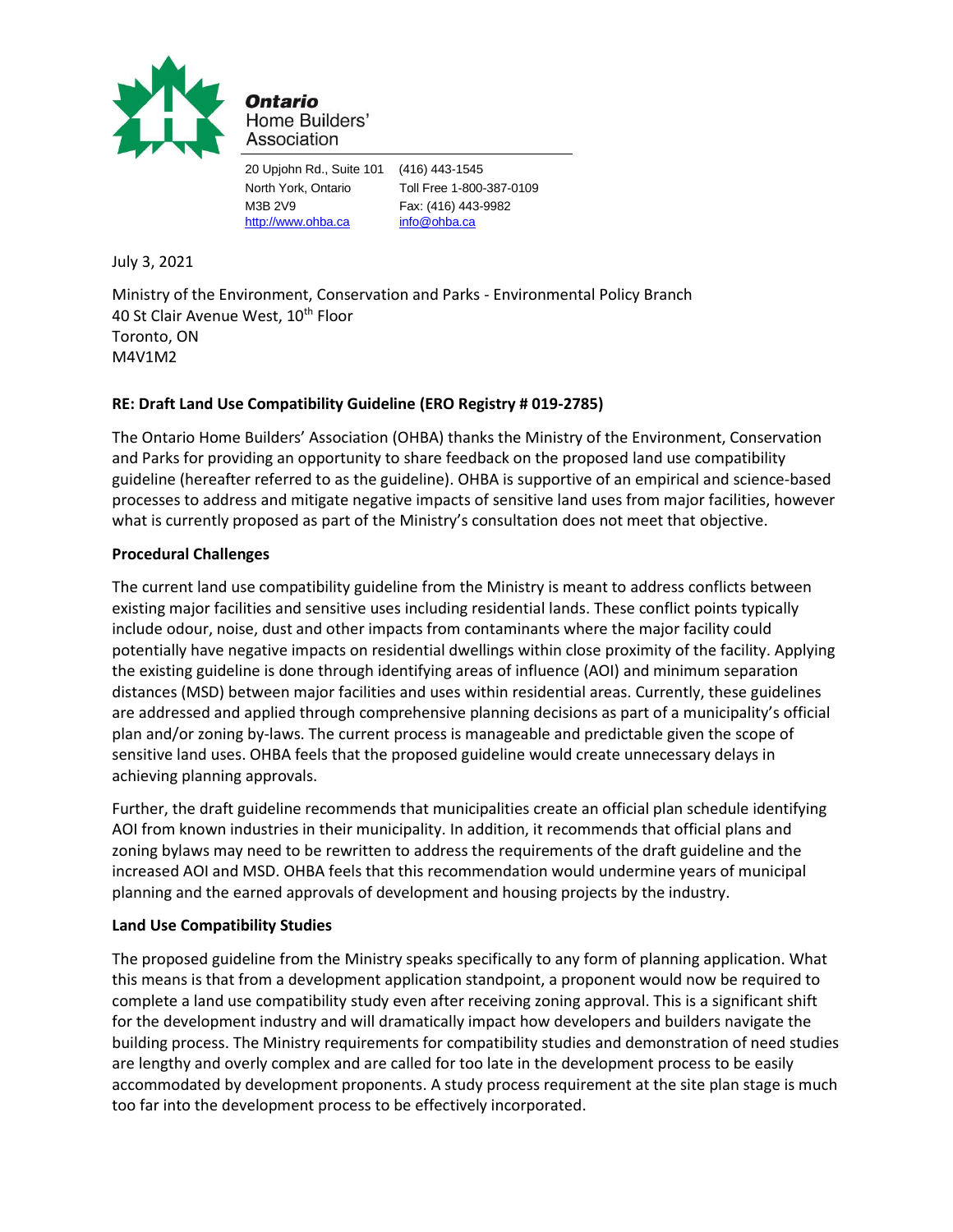**Ontario** Home Builders' Association

20 Upjohn Rd., Suite 101
North York, Ontario
M3B 2V9
http://www.ohba.ca

(416) 443-1545
Toll Free 1-800-387-0109
Fax: (416) 443-9982
info@ohba.ca

July 3, 2021

Ministry of the Environment, Conservation and Parks - Environmental Policy Branch
40 St Clair Avenue West, 10th Floor
Toronto, ON
M4V1M2

**RE: Draft Land Use Compatibility Guideline (ERO Registry # 019-2785)**

The Ontario Home Builders' Association (OHBA) thanks the Ministry of the Environment, Conservation and Parks for providing an opportunity to share feedback on the proposed land use compatibility guideline (hereafter referred to as the guideline). OHBA is supportive of an empirical and science-based processes to address and mitigate negative impacts of sensitive land uses from major facilities, however what is currently proposed as part of the Ministry's consultation does not meet that objective.

**Procedural Challenges**

The current land use compatibility guideline from the Ministry is meant to address conflicts between existing major facilities and sensitive uses including residential lands. These conflict points typically include odour, noise, dust and other impacts from contaminants where the major facility could potentially have negative impacts on residential dwellings within close proximity of the facility. Applying the existing guideline is done through identifying areas of influence (AOI) and minimum separation distances (MSD) between major facilities and uses within residential areas. Currently, these guidelines are addressed and applied through comprehensive planning decisions as part of a municipality's official plan and/or zoning by-laws. The current process is manageable and predictable given the scope of sensitive land uses. OHBA feels that the proposed guideline would create unnecessary delays in achieving planning approvals.

Further, the draft guideline recommends that municipalities create an official plan schedule identifying AOI from known industries in their municipality. In addition, it recommends that official plans and zoning bylaws may need to be rewritten to address the requirements of the draft guideline and the increased AOI and MSD. OHBA feels that this recommendation would undermine years of municipal planning and the earned approvals of development and housing projects by the industry.

**Land Use Compatibility Studies**

The proposed guideline from the Ministry speaks specifically to any form of planning application. What this means is that from a development application standpoint, a proponent would now be required to complete a land use compatibility study even after receiving zoning approval. This is a significant shift for the development industry and will dramatically impact how developers and builders navigate the building process. The Ministry requirements for compatibility studies and demonstration of need studies are lengthy and overly complex and are called for too late in the development process to be easily accommodated by development proponents. A study process requirement at the site plan stage is much too far into the development process to be effectively incorporated.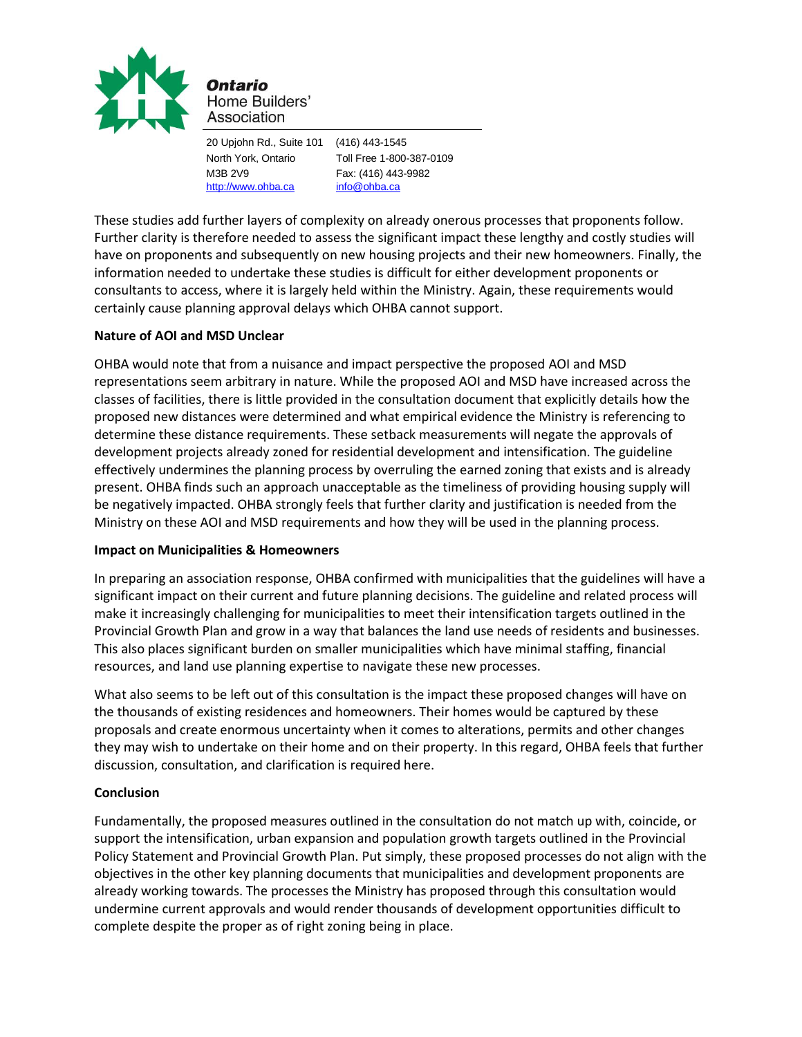These studies add further layers of complexity on already onerous processes that proponents follow. Further clarity is therefore needed to assess the significant impact these lengthy and costly studies will have on proponents and subsequently on new housing projects and their new homeowners. Finally, the information needed to undertake these studies is difficult for either development proponents or consultants to access, where it is largely held within the Ministry. Again, these requirements would certainly cause planning approval delays which OHBA cannot support.

**Nature of AOI and MSD Unclear**

OHBA would note that from a nuisance and impact perspective the proposed AOI and MSD representations seem arbitrary in nature. While the proposed AOI and MSD have increased across the classes of facilities, there is little provided in the consultation document that explicitly details how the proposed new distances were determined and what empirical evidence the Ministry is referencing to determine these distance requirements. These setback measurements will negate the approvals of development projects already zoned for residential development and intensification. The guideline effectively undermines the planning process by overruling the earned zoning that exists and is already present. OHBA finds such an approach unacceptable as the timeliness of providing housing supply will be negatively impacted. OHBA strongly feels that further clarity and justification is needed from the Ministry on these AOI and MSD requirements and how they will be used in the planning process.

**Impact on Municipalities & Homeowners**

In preparing an association response, OHBA confirmed with municipalities that the guidelines will have a significant impact on their current and future planning decisions. The guideline and related process will make it increasingly challenging for municipalities to meet their intensification targets outlined in the Provincial Growth Plan and grow in a way that balances the land use needs of residents and businesses. This also places significant burden on smaller municipalities which have minimal staffing, financial resources, and land use planning expertise to navigate these new processes.

What also seems to be left out of this consultation is the impact these proposed changes will have on the thousands of existing residences and homeowners. Their homes would be captured by these proposals and create enormous uncertainty when it comes to alterations, permits and other changes they may wish to undertake on their home and on their property. In this regard, OHBA feels that further discussion, consultation, and clarification is required here.

**Conclusion**

Fundamentally, the proposed measures outlined in the consultation do not match up with, coincide, or support the intensification, urban expansion and population growth targets outlined in the Provincial Policy Statement and Provincial Growth Plan. Put simply, these proposed processes do not align with the objectives in the other key planning documents that municipalities and development proponents are already working towards. The processes the Ministry has proposed through this consultation would undermine current approvals and would render thousands of development opportunities difficult to complete despite the proper as of right zoning being in place.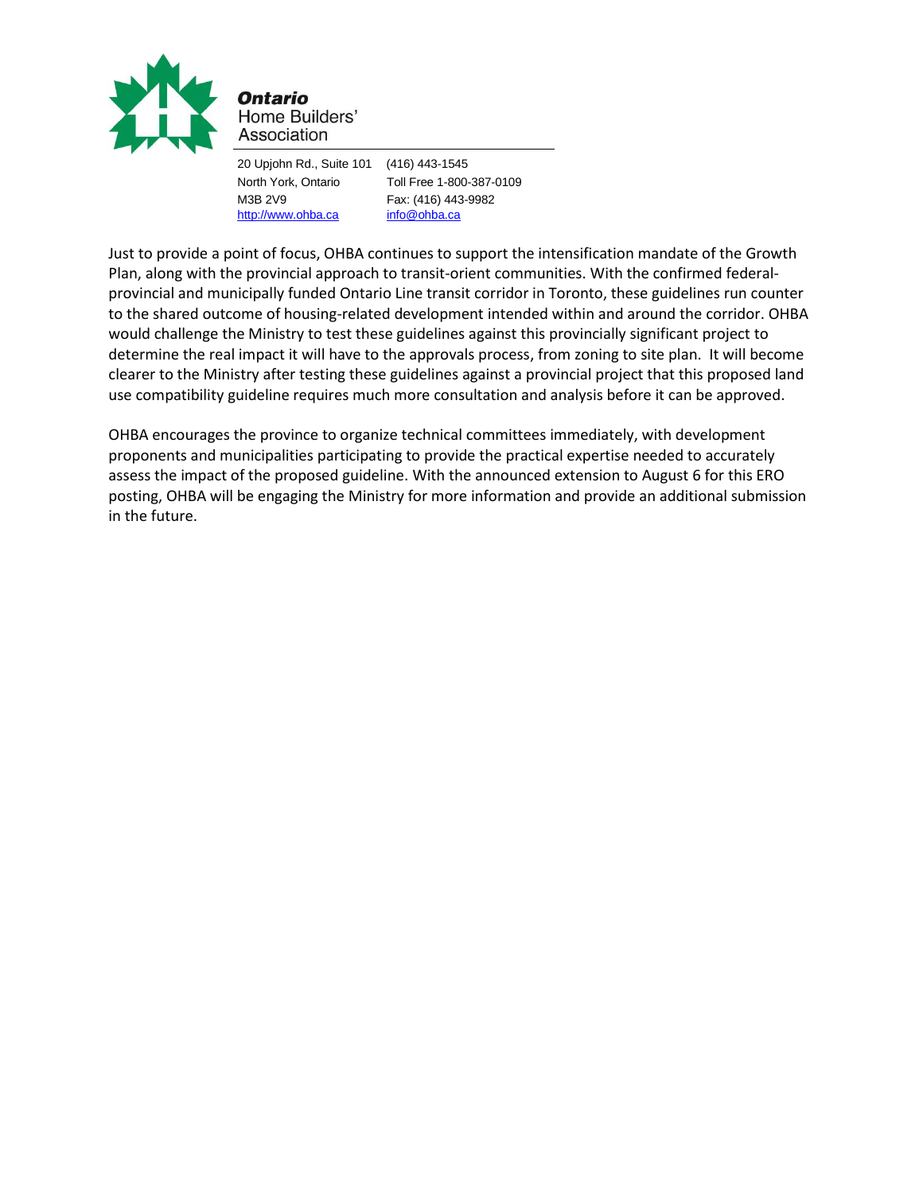**Ontario**
Home Builders'
Association

20 Upjohn Rd., Suite 101
North York, Ontario
M3B 2V9
http://www.ohba.ca

(416) 443-1545
Toll Free 1-800-387-0109
Fax: (416) 443-9982
info@ohba.ca

Just to provide a point of focus, OHBA continues to support the intensification mandate of the Growth Plan, along with the provincial approach to transit-orient communities. With the confirmed federal-provincial and municipally funded Ontario Line transit corridor in Toronto, these guidelines run counter to the shared outcome of housing-related development intended within and around the corridor. OHBA would challenge the Ministry to test these guidelines against this provincially significant project to determine the real impact it will have to the approvals process, from zoning to site plan. It will become clearer to the Ministry after testing these guidelines against a provincial project that this proposed land use compatibility guideline requires much more consultation and analysis before it can be approved.

OHBA encourages the province to organize technical committees immediately, with development proponents and municipalities participating to provide the practical expertise needed to accurately assess the impact of the proposed guideline. With the announced extension to August 6 for this ERO posting, OHBA will be engaging the Ministry for more information and provide an additional submission in the future.